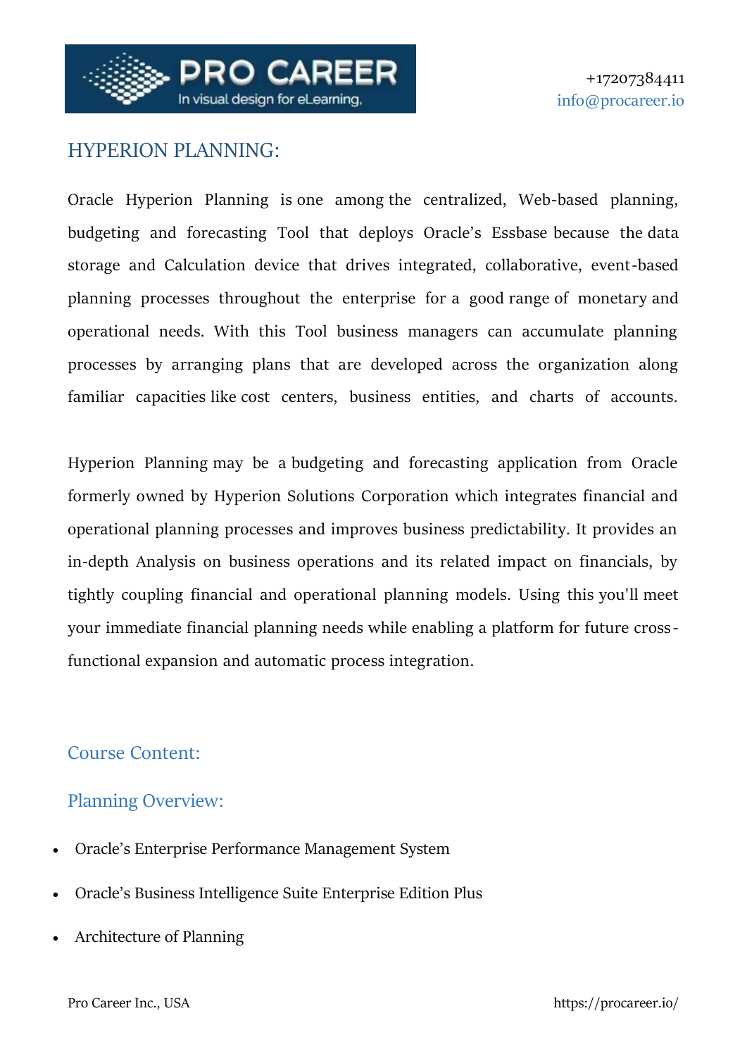+17207384411
info@procareer.io

# HYPERION PLANNING:

Oracle Hyperion Planning is one among the centralized, Web-based planning, budgeting and forecasting Tool that deploys Oracle's Essbase because the data storage and Calculation device that drives integrated, collaborative, event-based planning processes throughout the enterprise for a good range of monetary and operational needs. With this Tool business managers can accumulate planning processes by arranging plans that are developed across the organization along familiar capacities like cost centers, business entities, and charts of accounts.

Hyperion Planning may be a budgeting and forecasting application from Oracle formerly owned by Hyperion Solutions Corporation which integrates financial and operational planning processes and improves business predictability. It provides an in-depth Analysis on business operations and its related impact on financials, by tightly coupling financial and operational planning models. Using this you'll meet your immediate financial planning needs while enabling a platform for future cross-functional expansion and automatic process integration.

## Course Content:

### Planning Overview:

- Oracle's Enterprise Performance Management System
- Oracle's Business Intelligence Suite Enterprise Edition Plus
- Architecture of Planning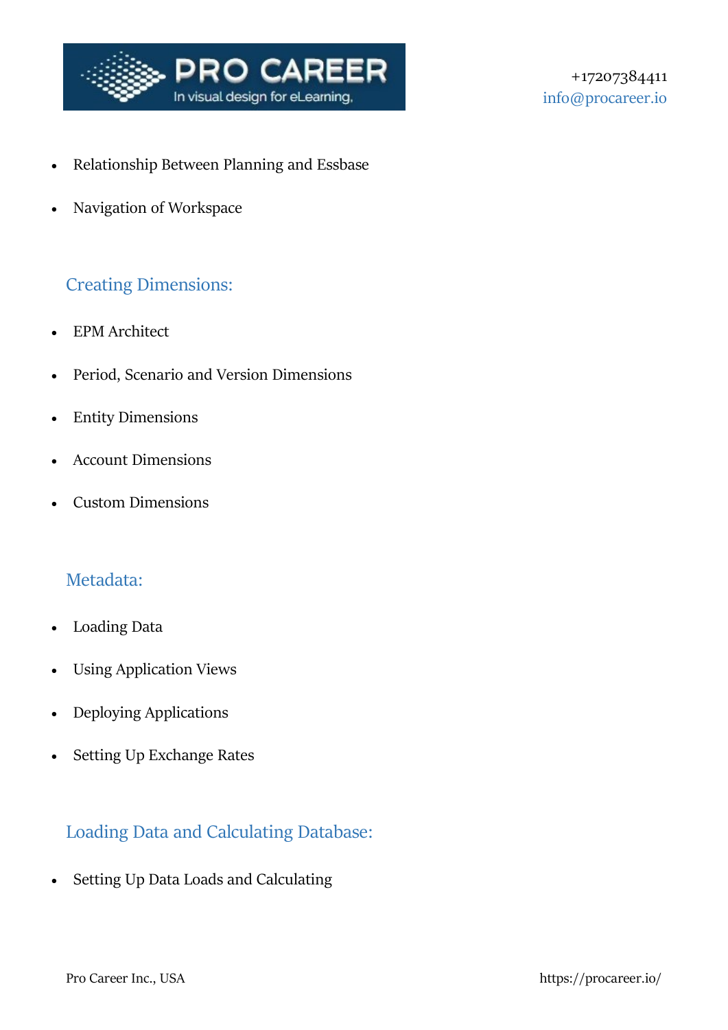- Relationship Between Planning and Essbase
- Navigation of Workspace

## Creating Dimensions:

- EPM Architect
- Period, Scenario and Version Dimensions
- Entity Dimensions
- Account Dimensions
- Custom Dimensions

## Metadata:

- Loading Data
- Using Application Views
- Deploying Applications
- Setting Up Exchange Rates

## Loading Data and Calculating Database:

- Setting Up Data Loads and Calculating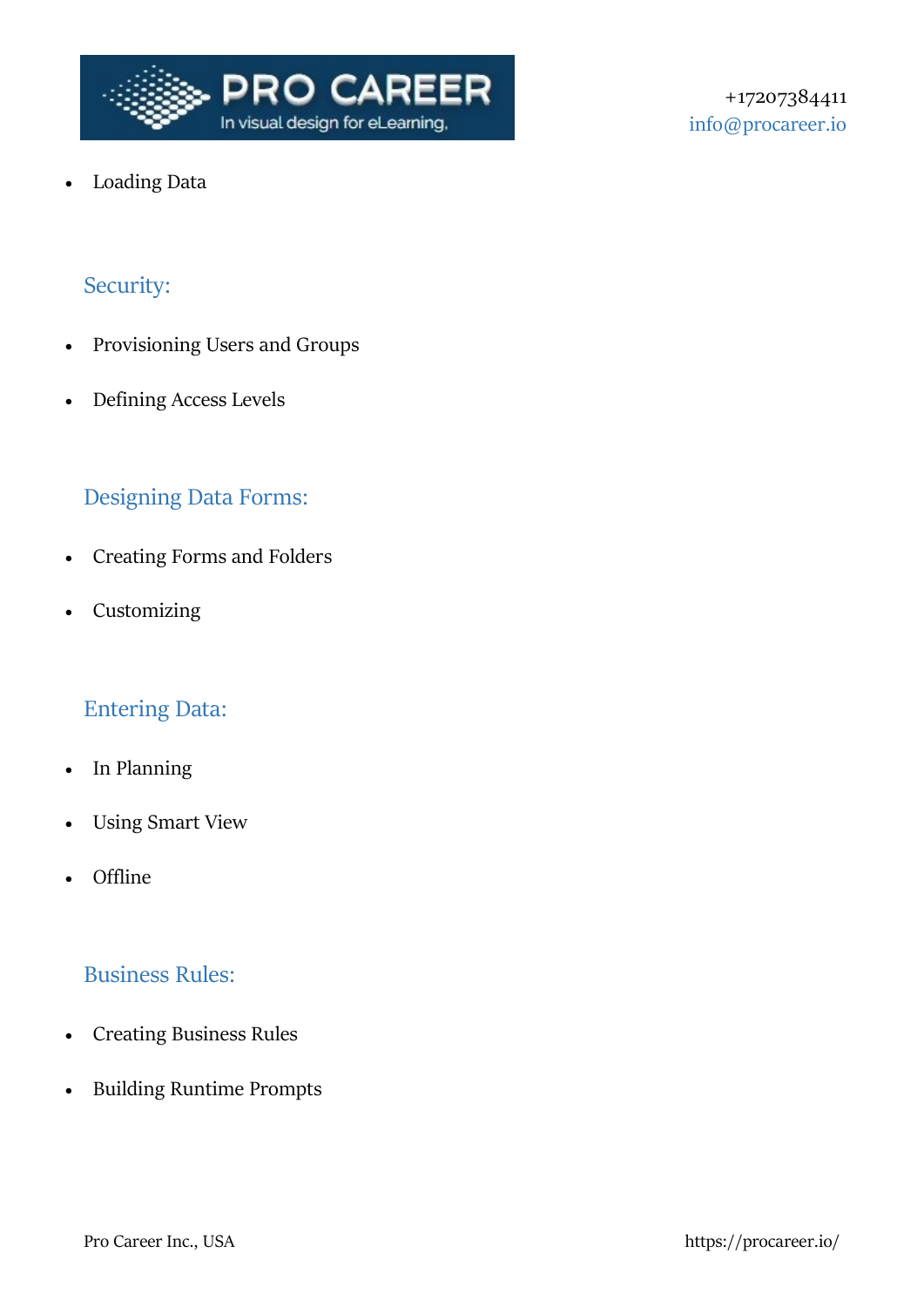- Loading Data

## Security:

- Provisioning Users and Groups
- Defining Access Levels

## Designing Data Forms:

- Creating Forms and Folders
- Customizing

## Entering Data:

- In Planning
- Using Smart View
- Offline

## Business Rules:

- Creating Business Rules
- Building Runtime Prompts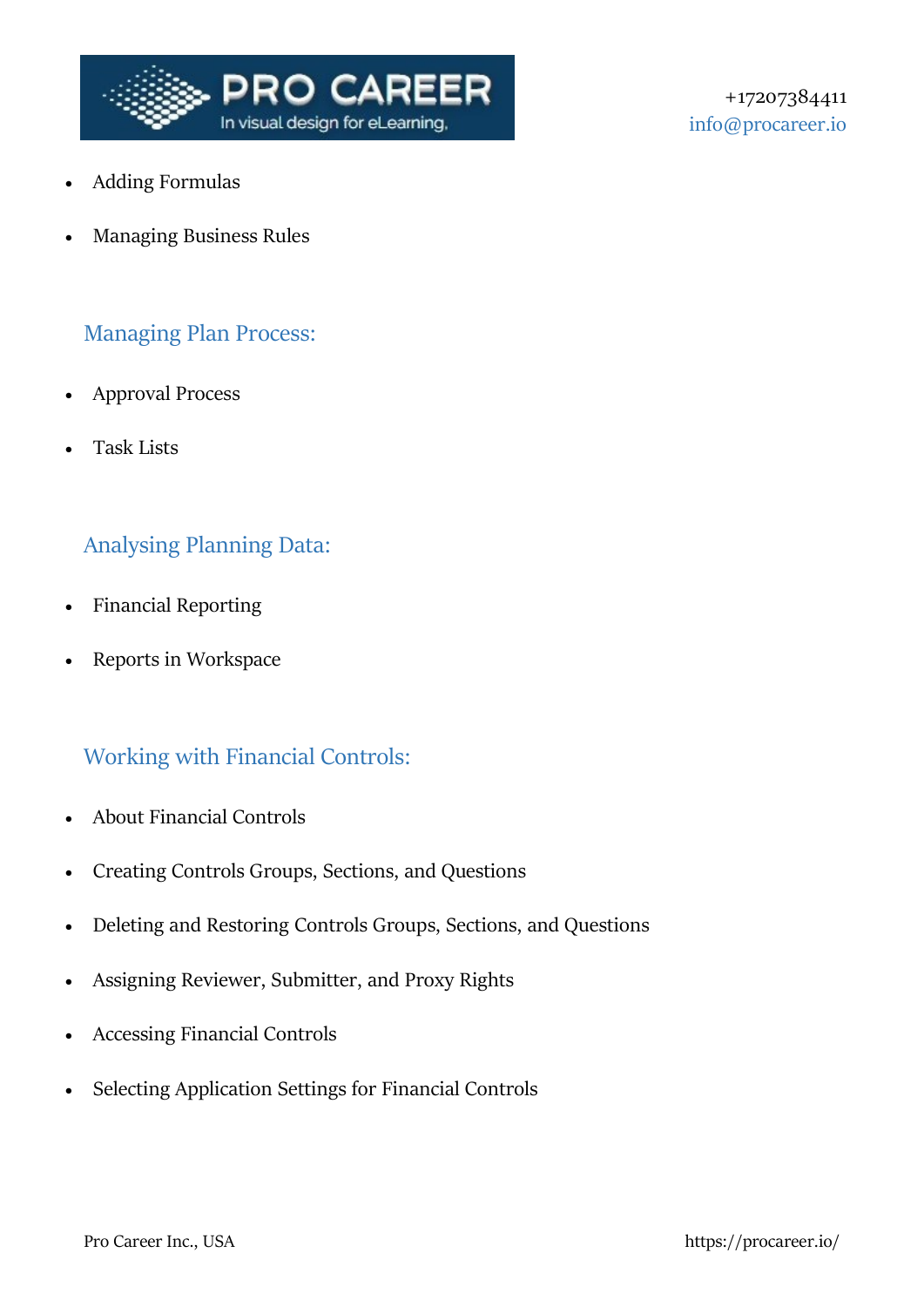- Adding Formulas
- Managing Business Rules

## Managing Plan Process:

- Approval Process
- Task Lists

## Analysing Planning Data:

- Financial Reporting
- Reports in Workspace

## Working with Financial Controls:

- About Financial Controls
- Creating Controls Groups, Sections, and Questions
- Deleting and Restoring Controls Groups, Sections, and Questions
- Assigning Reviewer, Submitter, and Proxy Rights
- Accessing Financial Controls
- Selecting Application Settings for Financial Controls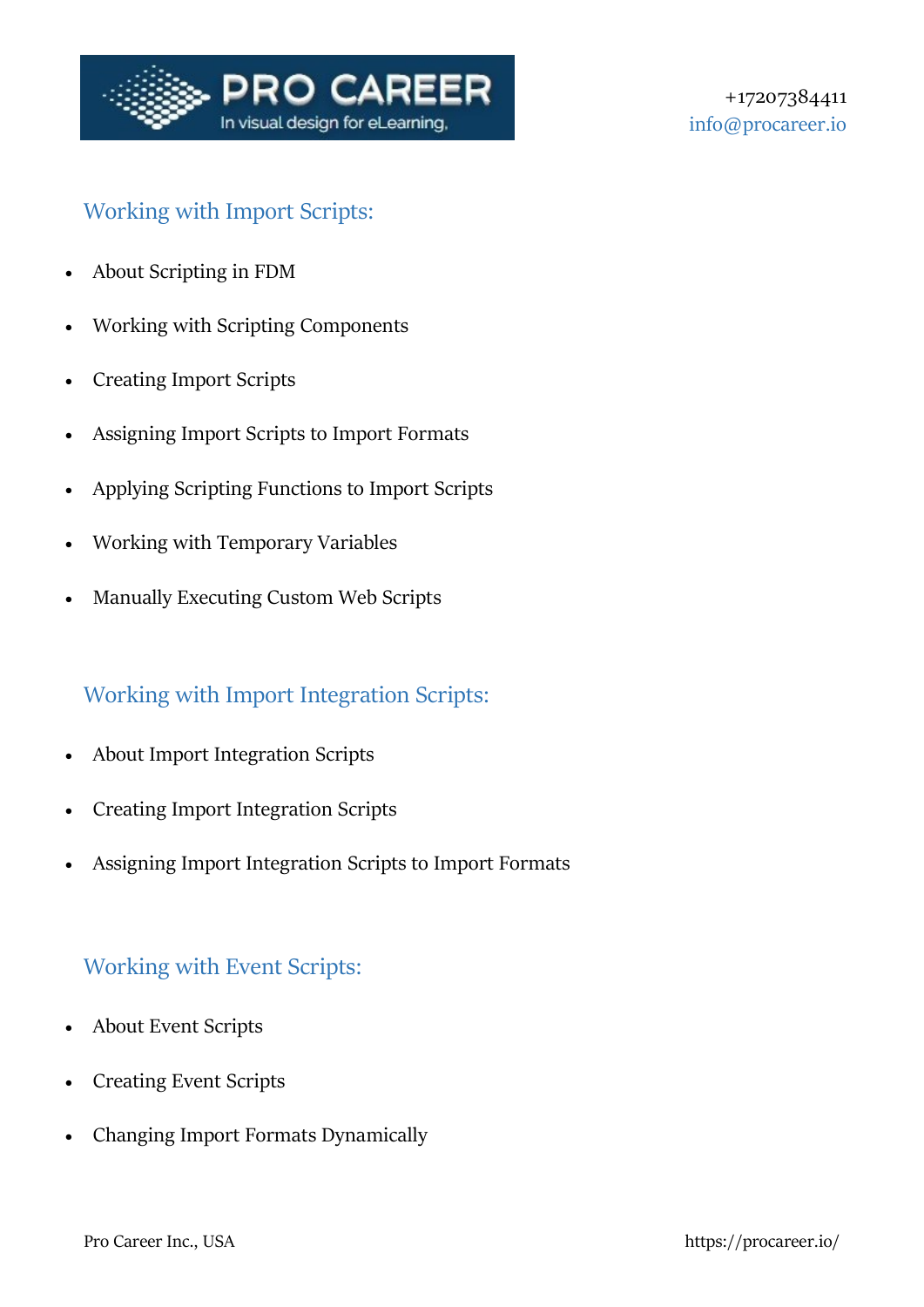## Working with Import Scripts:

- About Scripting in FDM
- Working with Scripting Components
- Creating Import Scripts
- Assigning Import Scripts to Import Formats
- Applying Scripting Functions to Import Scripts
- Working with Temporary Variables
- Manually Executing Custom Web Scripts

## Working with Import Integration Scripts:

- About Import Integration Scripts
- Creating Import Integration Scripts
- Assigning Import Integration Scripts to Import Formats

## Working with Event Scripts:

- About Event Scripts
- Creating Event Scripts
- Changing Import Formats Dynamically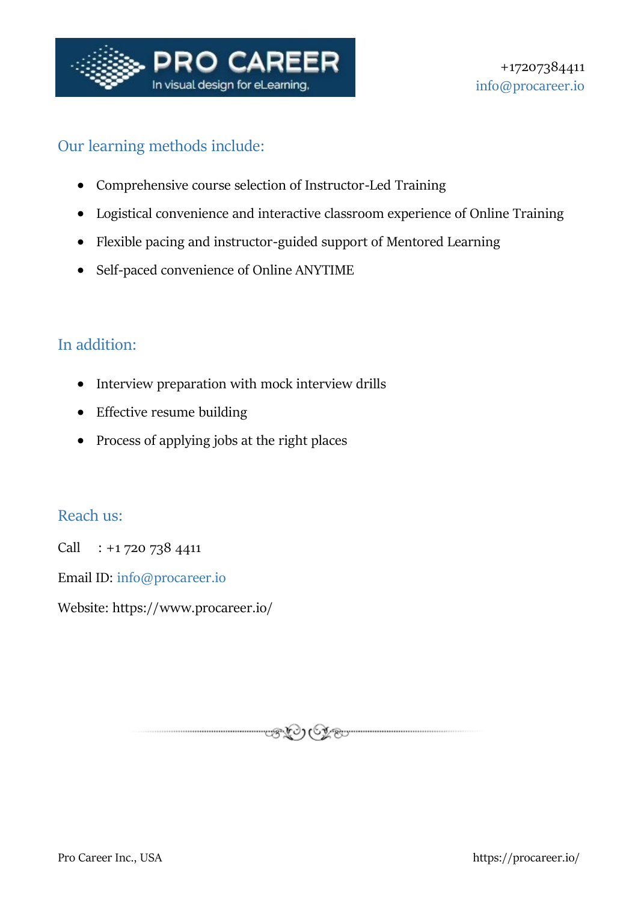## Our learning methods include:

- Comprehensive course selection of Instructor-Led Training
- Logistical convenience and interactive classroom experience of Online Training
- Flexible pacing and instructor-guided support of Mentored Learning
- Self-paced convenience of Online ANYTIME

## In addition:

- Interview preparation with mock interview drills
- Effective resume building
- Process of applying jobs at the right places

## Reach us:

Call : +1 720 738 4411

Email ID: info@procareer.io

Website: https://www.procareer.io/